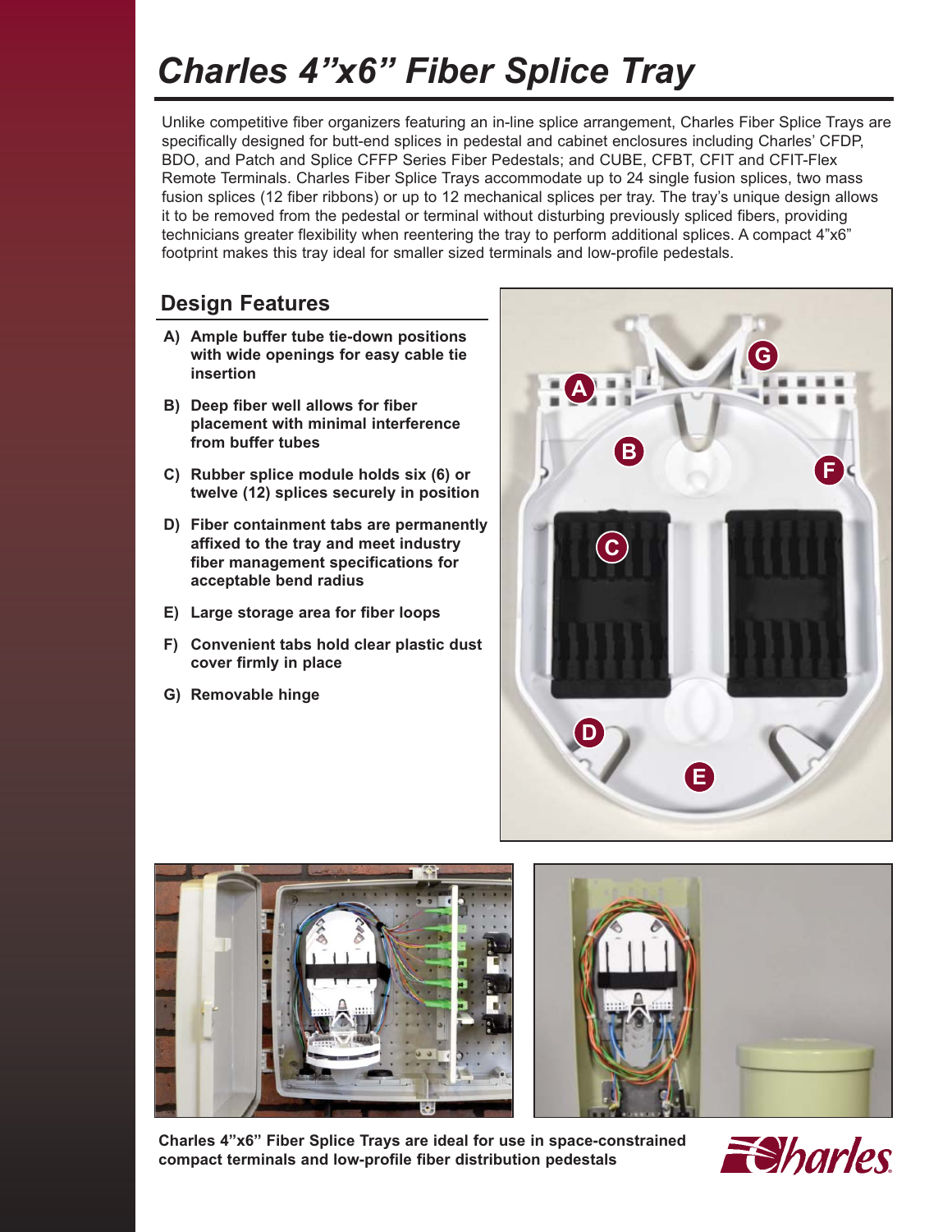# *Charles 4"x6" Fiber Splice Tray*

Unlike competitive fiber organizers featuring an in-line splice arrangement, Charles Fiber Splice Trays are specifically designed for butt-end splices in pedestal and cabinet enclosures including Charles' CFDP, BDO, and Patch and Splice CFFP Series Fiber Pedestals; and CUBE, CFBT, CFIT and CFIT-Flex Remote Terminals. Charles Fiber Splice Trays accommodate up to 24 single fusion splices, two mass fusion splices (12 fiber ribbons) or up to 12 mechanical splices per tray. The tray's unique design allows it to be removed from the pedestal or terminal without disturbing previously spliced fibers, providing technicians greater flexibility when reentering the tray to perform additional splices. A compact 4"x6" footprint makes this tray ideal for smaller sized terminals and low-profile pedestals.

## Design Features

- **A) Ample buffer tube tie-down positions with wide openings for easy cable tie insertion**
- **B) Deep fiber well allows for fiber placement with minimal interference from buffer tubes**
- **C) Rubber splice module holds six (6) or twelve (12) splices securely in position**
- **D) Fiber containment tabs are permanently affixed to the tray and meet industry fiber management specifications for acceptable bend radius**
- **E) Large storage area for fiber loops**
- **F) Convenient tabs hold clear plastic dust cover firmly in place**
- **G) Removable hinge**

**Charles 4"x6" Fiber Splice Trays are ideal for use in space-constrained compact terminals and low-profile fiber distribution pedestals**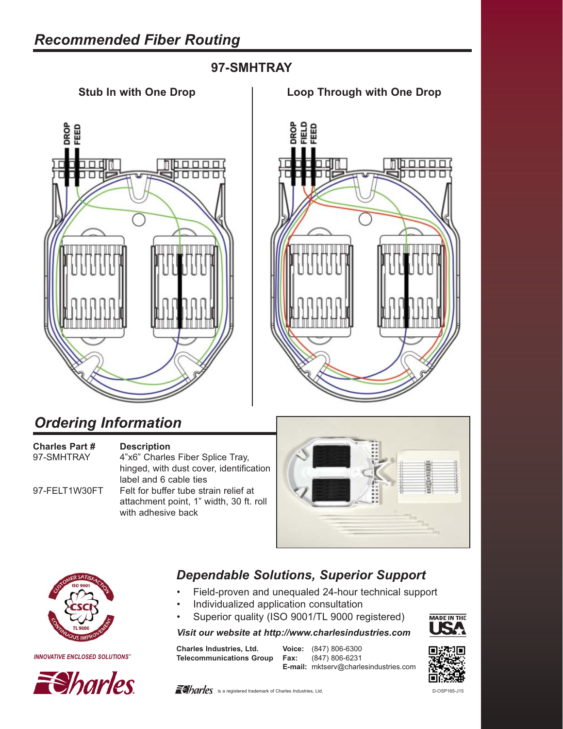## *Recommended Fiber Routing*

### 97-SMHTRAY

**Stub In with One Drop**

DROP
FEED

**Loop Through with One Drop**

DROP
FIELD
FEED

## *Ordering Information*

| Charles Part # | Description |
|---|---|
| 97-SMHTRAY | 4”x6” Charles Fiber Splice Tray, hinged, with dust cover, identification label and 6 cable ties |
| 97-FELT1W30FT | Felt for buffer tube strain relief at attachment point, 1” width, 30 ft. roll with adhesive back |

*INNOVATIVE ENCLOSED SOLUTIONS*™

## *Dependable Solutions, Superior Support*

- Field-proven and unequaled 24-hour technical support
- Individualized application consultation
- Superior quality (ISO 9001/TL 9000 registered)

***Visit our website at http://www.charlesindustries.com***

**Charles Industries, Ltd.**
**Telecommunications Group**

**Voice:** (847) 806-6300
**Fax:** (847) 806-6231
**E-mail:** mktserv@charlesindustries.com

Charles is a registered trademark of Charles Industries, Ltd.

D-OSP165-J15